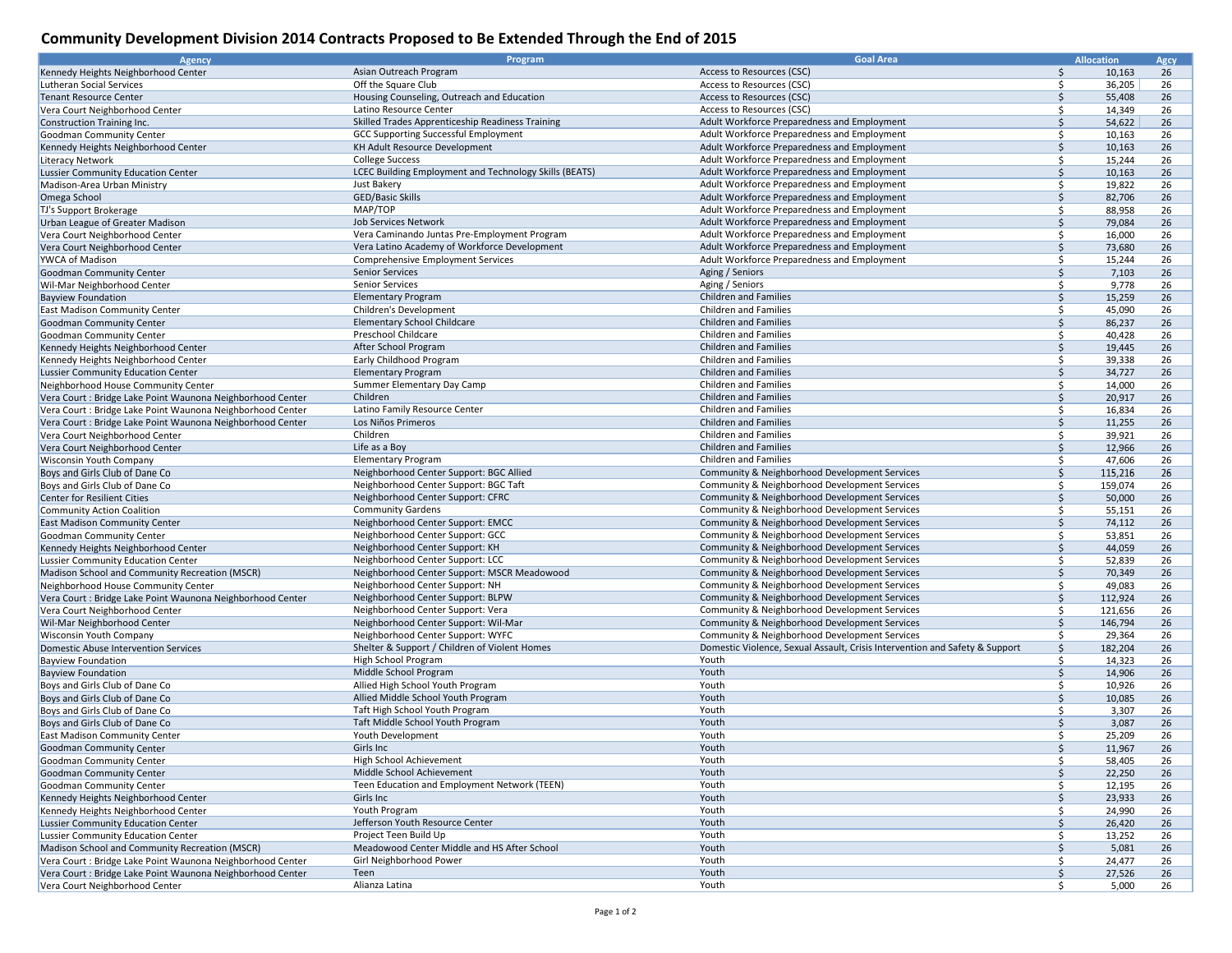# Community Development Division 2014 Contracts Proposed to Be Extended Through the End of 2015

| Agency | Program | Goal Area | Allocation | Agcy |
|---|---|---|---|---|
| Kennedy Heights Neighborhood Center | Asian Outreach Program | Access to Resources (CSC) | $ 10,163 | 26 |
| Lutheran Social Services | Off the Square Club | Access to Resources (CSC) | $ 36,205 | 26 |
| Tenant Resource Center | Housing Counseling, Outreach and Education | Access to Resources (CSC) | $ 55,408 | 26 |
| Vera Court Neighborhood Center | Latino Resource Center | Access to Resources (CSC) | $ 14,349 | 26 |
| Construction Training Inc. | Skilled Trades Apprenticeship Readiness Training | Adult Workforce Preparedness and Employment | $ 54,622 | 26 |
| Goodman Community Center | GCC Supporting Successful Employment | Adult Workforce Preparedness and Employment | $ 10,163 | 26 |
| Kennedy Heights Neighborhood Center | KH Adult Resource Development | Adult Workforce Preparedness and Employment | $ 10,163 | 26 |
| Literacy Network | College Success | Adult Workforce Preparedness and Employment | $ 15,244 | 26 |
| Lussier Community Education Center | LCEC Building Employment and Technology Skills (BEATS) | Adult Workforce Preparedness and Employment | $ 10,163 | 26 |
| Madison-Area Urban Ministry | Just Bakery | Adult Workforce Preparedness and Employment | $ 19,822 | 26 |
| Omega School | GED/Basic Skills | Adult Workforce Preparedness and Employment | $ 82,706 | 26 |
| TJ's Support Brokerage | MAP/TOP | Adult Workforce Preparedness and Employment | $ 88,958 | 26 |
| Urban League of Greater Madison | Job Services Network | Adult Workforce Preparedness and Employment | $ 79,084 | 26 |
| Vera Court Neighborhood Center | Vera Caminando Juntas Pre-Employment Program | Adult Workforce Preparedness and Employment | $ 16,000 | 26 |
| Vera Court Neighborhood Center | Vera Latino Academy of Workforce Development | Adult Workforce Preparedness and Employment | $ 73,680 | 26 |
| YWCA of Madison | Comprehensive Employment Services | Adult Workforce Preparedness and Employment | $ 15,244 | 26 |
| Goodman Community Center | Senior Services | Aging / Seniors | $ 7,103 | 26 |
| Wil-Mar Neighborhood Center | Senior Services | Aging / Seniors | $ 9,778 | 26 |
| Bayview Foundation | Elementary Program | Children and Families | $ 15,259 | 26 |
| East Madison Community Center | Children's Development | Children and Families | $ 45,090 | 26 |
| Goodman Community Center | Elementary School Childcare | Children and Families | $ 86,237 | 26 |
| Goodman Community Center | Preschool Childcare | Children and Families | $ 40,428 | 26 |
| Kennedy Heights Neighborhood Center | After School Program | Children and Families | $ 19,445 | 26 |
| Kennedy Heights Neighborhood Center | Early Childhood Program | Children and Families | $ 39,338 | 26 |
| Lussier Community Education Center | Elementary Program | Children and Families | $ 34,727 | 26 |
| Neighborhood House Community Center | Summer Elementary Day Camp | Children and Families | $ 14,000 | 26 |
| Vera Court : Bridge Lake Point Waunona Neighborhood Center | Children | Children and Families | $ 20,917 | 26 |
| Vera Court : Bridge Lake Point Waunona Neighborhood Center | Latino Family Resource Center | Children and Families | $ 16,834 | 26 |
| Vera Court : Bridge Lake Point Waunona Neighborhood Center | Los Niños Primeros | Children and Families | $ 11,255 | 26 |
| Vera Court Neighborhood Center | Children | Children and Families | $ 39,921 | 26 |
| Vera Court Neighborhood Center | Life as a Boy | Children and Families | $ 12,966 | 26 |
| Wisconsin Youth Company | Elementary Program | Children and Families | $ 47,606 | 26 |
| Boys and Girls Club of Dane Co | Neighborhood Center Support: BGC Allied | Community & Neighborhood Development Services | $ 115,216 | 26 |
| Boys and Girls Club of Dane Co | Neighborhood Center Support: BGC Taft | Community & Neighborhood Development Services | $ 159,074 | 26 |
| Center for Resilient Cities | Neighborhood Center Support: CFRC | Community & Neighborhood Development Services | $ 50,000 | 26 |
| Community Action Coalition | Community Gardens | Community & Neighborhood Development Services | $ 55,151 | 26 |
| East Madison Community Center | Neighborhood Center Support: EMCC | Community & Neighborhood Development Services | $ 74,112 | 26 |
| Goodman Community Center | Neighborhood Center Support: GCC | Community & Neighborhood Development Services | $ 53,851 | 26 |
| Kennedy Heights Neighborhood Center | Neighborhood Center Support: KH | Community & Neighborhood Development Services | $ 44,059 | 26 |
| Lussier Community Education Center | Neighborhood Center Support: LCC | Community & Neighborhood Development Services | $ 52,839 | 26 |
| Madison School and Community Recreation (MSCR) | Neighborhood Center Support: MSCR Meadowood | Community & Neighborhood Development Services | $ 70,349 | 26 |
| Neighborhood House Community Center | Neighborhood Center Support: NH | Community & Neighborhood Development Services | $ 49,083 | 26 |
| Vera Court : Bridge Lake Point Waunona Neighborhood Center | Neighborhood Center Support: BLPW | Community & Neighborhood Development Services | $ 112,924 | 26 |
| Vera Court Neighborhood Center | Neighborhood Center Support: Vera | Community & Neighborhood Development Services | $ 121,656 | 26 |
| Wil-Mar Neighborhood Center | Neighborhood Center Support: Wil-Mar | Community & Neighborhood Development Services | $ 146,794 | 26 |
| Wisconsin Youth Company | Neighborhood Center Support: WYFC | Community & Neighborhood Development Services | $ 29,364 | 26 |
| Domestic Abuse Intervention Services | Shelter & Support / Children of Violent Homes | Domestic Violence, Sexual Assault, Crisis Intervention and Safety & Support | $ 182,204 | 26 |
| Bayview Foundation | High School Program | Youth | $ 14,323 | 26 |
| Bayview Foundation | Middle School Program | Youth | $ 14,906 | 26 |
| Boys and Girls Club of Dane Co | Allied High School Youth Program | Youth | $ 10,926 | 26 |
| Boys and Girls Club of Dane Co | Allied Middle School Youth Program | Youth | $ 10,085 | 26 |
| Boys and Girls Club of Dane Co | Taft High School Youth Program | Youth | $ 3,307 | 26 |
| Boys and Girls Club of Dane Co | Taft Middle School Youth Program | Youth | $ 3,087 | 26 |
| East Madison Community Center | Youth Development | Youth | $ 25,209 | 26 |
| Goodman Community Center | Girls Inc | Youth | $ 11,967 | 26 |
| Goodman Community Center | High School Achievement | Youth | $ 58,405 | 26 |
| Goodman Community Center | Middle School Achievement | Youth | $ 22,250 | 26 |
| Goodman Community Center | Teen Education and Employment Network (TEEN) | Youth | $ 12,195 | 26 |
| Kennedy Heights Neighborhood Center | Girls Inc | Youth | $ 23,933 | 26 |
| Kennedy Heights Neighborhood Center | Youth Program | Youth | $ 24,990 | 26 |
| Lussier Community Education Center | Jefferson Youth Resource Center | Youth | $ 26,420 | 26 |
| Lussier Community Education Center | Project Teen Build Up | Youth | $ 13,252 | 26 |
| Madison School and Community Recreation (MSCR) | Meadowood Center Middle and HS After School | Youth | $ 5,081 | 26 |
| Vera Court : Bridge Lake Point Waunona Neighborhood Center | Girl Neighborhood Power | Youth | $ 24,477 | 26 |
| Vera Court : Bridge Lake Point Waunona Neighborhood Center | Teen | Youth | $ 27,526 | 26 |
| Vera Court Neighborhood Center | Alianza Latina | Youth | $ 5,000 | 26 |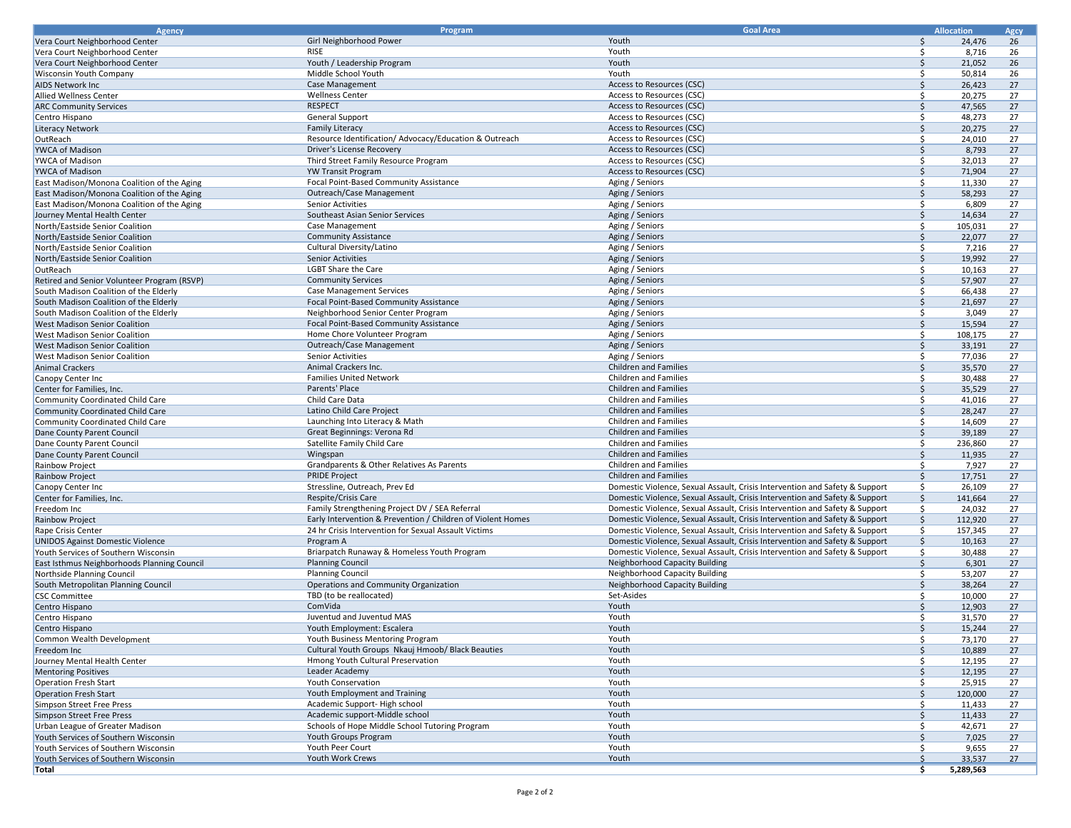| Agency | Program | Goal Area | Allocation | Agcy |
|---|---|---|---|---|
| Vera Court Neighborhood Center | Girl Neighborhood Power | Youth | $ 24,476 | 26 |
| Vera Court Neighborhood Center | RISE | Youth | $ 8,716 | 26 |
| Vera Court Neighborhood Center | Youth / Leadership Program | Youth | $ 21,052 | 26 |
| Wisconsin Youth Company | Middle School Youth | Youth | $ 50,814 | 26 |
| AIDS Network Inc | Case Management | Access to Resources (CSC) | $ 26,423 | 27 |
| Allied Wellness Center | Wellness Center | Access to Resources (CSC) | $ 20,275 | 27 |
| ARC Community Services | RESPECT | Access to Resources (CSC) | $ 47,565 | 27 |
| Centro Hispano | General Support | Access to Resources (CSC) | $ 48,273 | 27 |
| Literacy Network | Family Literacy | Access to Resources (CSC) | $ 20,275 | 27 |
| OutReach | Resource Identification/ Advocacy/Education & Outreach | Access to Resources (CSC) | $ 24,010 | 27 |
| YWCA of Madison | Driver's License Recovery | Access to Resources (CSC) | $ 8,793 | 27 |
| YWCA of Madison | Third Street Family Resource Program | Access to Resources (CSC) | $ 32,013 | 27 |
| YWCA of Madison | YW Transit Program | Access to Resources (CSC) | $ 71,904 | 27 |
| East Madison/Monona Coalition of the Aging | Focal Point-Based Community Assistance | Aging / Seniors | $ 11,330 | 27 |
| East Madison/Monona Coalition of the Aging | Outreach/Case Management | Aging / Seniors | $ 58,293 | 27 |
| East Madison/Monona Coalition of the Aging | Senior Activities | Aging / Seniors | $ 6,809 | 27 |
| Journey Mental Health Center | Southeast Asian Senior Services | Aging / Seniors | $ 14,634 | 27 |
| North/Eastside Senior Coalition | Case Management | Aging / Seniors | $ 105,031 | 27 |
| North/Eastside Senior Coalition | Community Assistance | Aging / Seniors | $ 22,077 | 27 |
| North/Eastside Senior Coalition | Cultural Diversity/Latino | Aging / Seniors | $ 7,216 | 27 |
| North/Eastside Senior Coalition | Senior Activities | Aging / Seniors | $ 19,992 | 27 |
| OutReach | LGBT Share the Care | Aging / Seniors | $ 10,163 | 27 |
| Retired and Senior Volunteer Program (RSVP) | Community Services | Aging / Seniors | $ 57,907 | 27 |
| South Madison Coalition of the Elderly | Case Management Services | Aging / Seniors | $ 66,438 | 27 |
| South Madison Coalition of the Elderly | Focal Point-Based Community Assistance | Aging / Seniors | $ 21,697 | 27 |
| South Madison Coalition of the Elderly | Neighborhood Senior Center Program | Aging / Seniors | $ 3,049 | 27 |
| West Madison Senior Coalition | Focal Point-Based Community Assistance | Aging / Seniors | $ 15,594 | 27 |
| West Madison Senior Coalition | Home Chore Volunteer Program | Aging / Seniors | $ 108,175 | 27 |
| West Madison Senior Coalition | Outreach/Case Management | Aging / Seniors | $ 33,191 | 27 |
| West Madison Senior Coalition | Senior Activities | Aging / Seniors | $ 77,036 | 27 |
| Animal Crackers | Animal Crackers Inc. | Children and Families | $ 35,570 | 27 |
| Canopy Center Inc | Families United Network | Children and Families | $ 30,488 | 27 |
| Center for Families, Inc. | Parents' Place | Children and Families | $ 35,529 | 27 |
| Community Coordinated Child Care | Child Care Data | Children and Families | $ 41,016 | 27 |
| Community Coordinated Child Care | Latino Child Care Project | Children and Families | $ 28,247 | 27 |
| Community Coordinated Child Care | Launching Into Literacy & Math | Children and Families | $ 14,609 | 27 |
| Dane County Parent Council | Great Beginnings: Verona Rd | Children and Families | $ 39,189 | 27 |
| Dane County Parent Council | Satellite Family Child Care | Children and Families | $ 236,860 | 27 |
| Dane County Parent Council | Wingspan | Children and Families | $ 11,935 | 27 |
| Rainbow Project | Grandparents & Other Relatives As Parents | Children and Families | $ 7,927 | 27 |
| Rainbow Project | PRIDE Project | Children and Families | $ 17,751 | 27 |
| Canopy Center Inc | Stressline, Outreach, Prev Ed | Domestic Violence, Sexual Assault, Crisis Intervention and Safety & Support | $ 26,109 | 27 |
| Center for Families, Inc. | Respite/Crisis Care | Domestic Violence, Sexual Assault, Crisis Intervention and Safety & Support | $ 141,664 | 27 |
| Freedom Inc | Family Strengthening Project DV / SEA Referral | Domestic Violence, Sexual Assault, Crisis Intervention and Safety & Support | $ 24,032 | 27 |
| Rainbow Project | Early Intervention & Prevention / Children of Violent Homes | Domestic Violence, Sexual Assault, Crisis Intervention and Safety & Support | $ 112,920 | 27 |
| Rape Crisis Center | 24 hr Crisis Intervention for Sexual Assault Victims | Domestic Violence, Sexual Assault, Crisis Intervention and Safety & Support | $ 157,345 | 27 |
| UNIDOS Against Domestic Violence | Program A | Domestic Violence, Sexual Assault, Crisis Intervention and Safety & Support | $ 10,163 | 27 |
| Youth Services of Southern Wisconsin | Briarpatch Runaway & Homeless Youth Program | Domestic Violence, Sexual Assault, Crisis Intervention and Safety & Support | $ 30,488 | 27 |
| East Isthmus Neighborhoods Planning Council | Planning Council | Neighborhood Capacity Building | $ 6,301 | 27 |
| Northside Planning Council | Planning Council | Neighborhood Capacity Building | $ 53,207 | 27 |
| South Metropolitan Planning Council | Operations and Community Organization | Neighborhood Capacity Building | $ 38,264 | 27 |
| CSC Committee | TBD (to be reallocated) | Set-Asides | $ 10,000 | 27 |
| Centro Hispano | ComVida | Youth | $ 12,903 | 27 |
| Centro Hispano | Juventud and Juventud MAS | Youth | $ 31,570 | 27 |
| Centro Hispano | Youth Employment: Escalera | Youth | $ 15,244 | 27 |
| Common Wealth Development | Youth Business Mentoring Program | Youth | $ 73,170 | 27 |
| Freedom Inc | Cultural Youth Groups Nkauj Hmoob/ Black Beauties | Youth | $ 10,889 | 27 |
| Journey Mental Health Center | Hmong Youth Cultural Preservation | Youth | $ 12,195 | 27 |
| Mentoring Positives | Leader Academy | Youth | $ 12,195 | 27 |
| Operation Fresh Start | Youth Conservation | Youth | $ 25,915 | 27 |
| Operation Fresh Start | Youth Employment and Training | Youth | $ 120,000 | 27 |
| Simpson Street Free Press | Academic Support- High school | Youth | $ 11,433 | 27 |
| Simpson Street Free Press | Academic support-Middle school | Youth | $ 11,433 | 27 |
| Urban League of Greater Madison | Schools of Hope Middle School Tutoring Program | Youth | $ 42,671 | 27 |
| Youth Services of Southern Wisconsin | Youth Groups Program | Youth | $ 7,025 | 27 |
| Youth Services of Southern Wisconsin | Youth Peer Court | Youth | $ 9,655 | 27 |
| Youth Services of Southern Wisconsin | Youth Work Crews | Youth | $ 33,537 | 27 |
| **Total** | | | **$ 5,289,563** | |